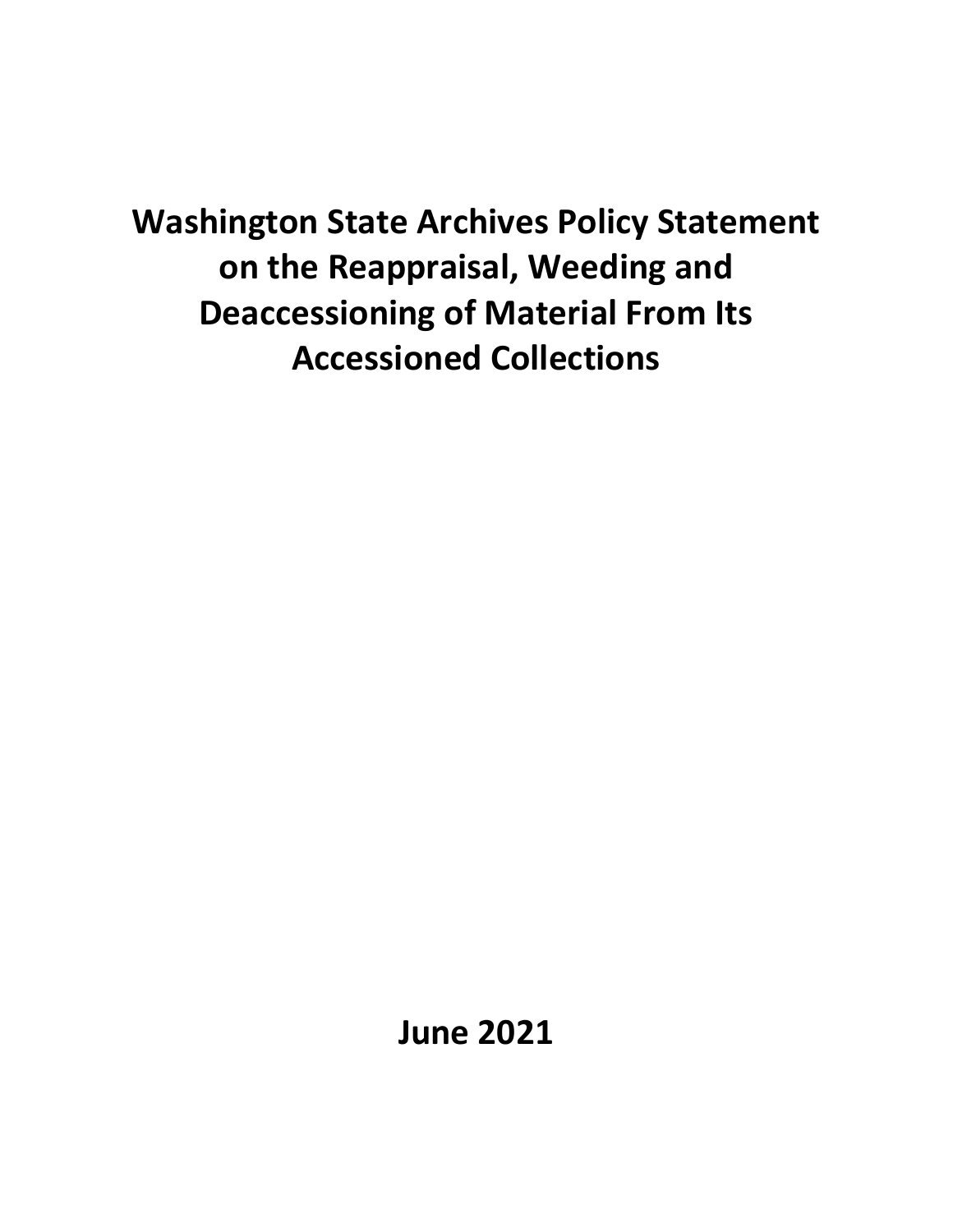# Washington State Archives Policy Statement on the Reappraisal, Weeding and Deaccessioning of Material From Its Accessioned Collections

**June 2021**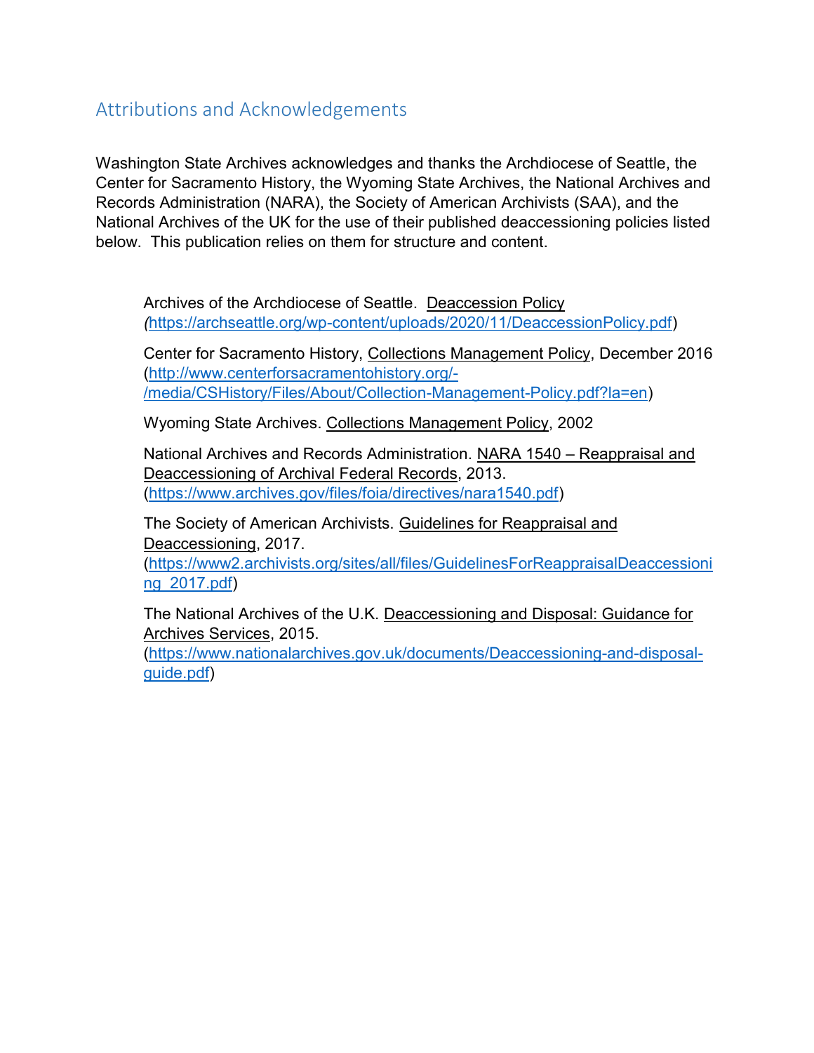## Attributions and Acknowledgements

Washington State Archives acknowledges and thanks the Archdiocese of Seattle, the Center for Sacramento History, the Wyoming State Archives, the National Archives and Records Administration (NARA), the Society of American Archivists (SAA), and the National Archives of the UK for the use of their published deaccessioning policies listed below. This publication relies on them for structure and content.

> Archives of the Archdiocese of Seattle. Deaccession Policy (https://archseattle.org/wp-content/uploads/2020/11/DeaccessionPolicy.pdf)
>
> Center for Sacramento History, Collections Management Policy, December 2016 (http://www.centerforsacramentohistory.org/-/media/CSHistory/Files/About/Collection-Management-Policy.pdf?la=en)
>
> Wyoming State Archives. Collections Management Policy, 2002
>
> National Archives and Records Administration. NARA 1540 – Reappraisal and Deaccessioning of Archival Federal Records, 2013. (https://www.archives.gov/files/foia/directives/nara1540.pdf)
>
> The Society of American Archivists. Guidelines for Reappraisal and Deaccessioning, 2017. (https://www2.archivists.org/sites/all/files/GuidelinesForReappraisalDeaccessioning_2017.pdf)
>
> The National Archives of the U.K. Deaccessioning and Disposal: Guidance for Archives Services, 2015. (https://www.nationalarchives.gov.uk/documents/Deaccessioning-and-disposal-guide.pdf)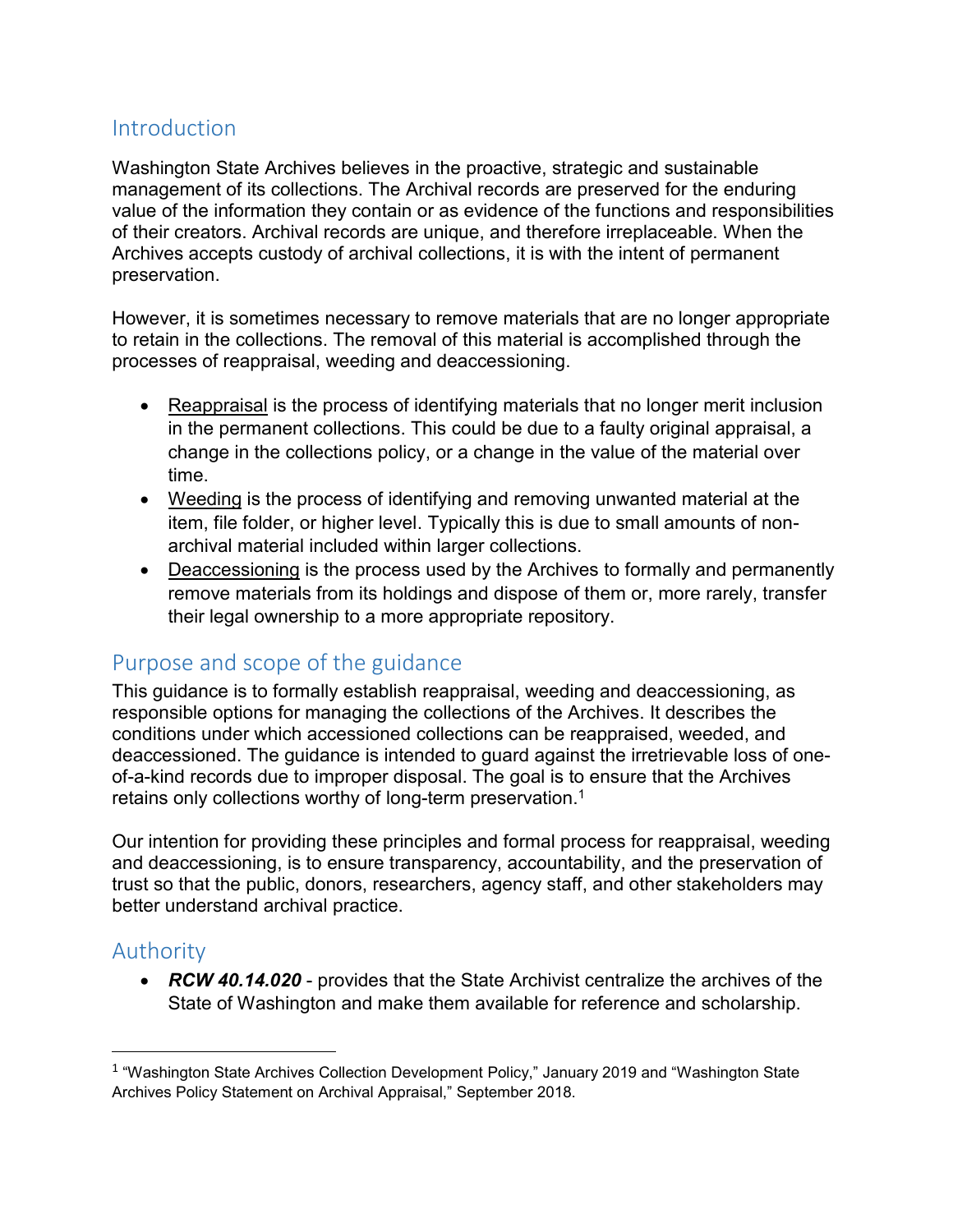## Introduction

Washington State Archives believes in the proactive, strategic and sustainable management of its collections. The Archival records are preserved for the enduring value of the information they contain or as evidence of the functions and responsibilities of their creators. Archival records are unique, and therefore irreplaceable. When the Archives accepts custody of archival collections, it is with the intent of permanent preservation.

However, it is sometimes necessary to remove materials that are no longer appropriate to retain in the collections. The removal of this material is accomplished through the processes of reappraisal, weeding and deaccessioning.

- Reappraisal is the process of identifying materials that no longer merit inclusion in the permanent collections. This could be due to a faulty original appraisal, a change in the collections policy, or a change in the value of the material over time.
- Weeding is the process of identifying and removing unwanted material at the item, file folder, or higher level. Typically this is due to small amounts of non-archival material included within larger collections.
- Deaccessioning is the process used by the Archives to formally and permanently remove materials from its holdings and dispose of them or, more rarely, transfer their legal ownership to a more appropriate repository.

## Purpose and scope of the guidance

This guidance is to formally establish reappraisal, weeding and deaccessioning, as responsible options for managing the collections of the Archives. It describes the conditions under which accessioned collections can be reappraised, weeded, and deaccessioned. The guidance is intended to guard against the irretrievable loss of one-of-a-kind records due to improper disposal. The goal is to ensure that the Archives retains only collections worthy of long-term preservation.[1]

Our intention for providing these principles and formal process for reappraisal, weeding and deaccessioning, is to ensure transparency, accountability, and the preservation of trust so that the public, donors, researchers, agency staff, and other stakeholders may better understand archival practice.

## Authority

- ***RCW 40.14.020*** - provides that the State Archivist centralize the archives of the State of Washington and make them available for reference and scholarship.

[1] "Washington State Archives Collection Development Policy," January 2019 and "Washington State Archives Policy Statement on Archival Appraisal," September 2018.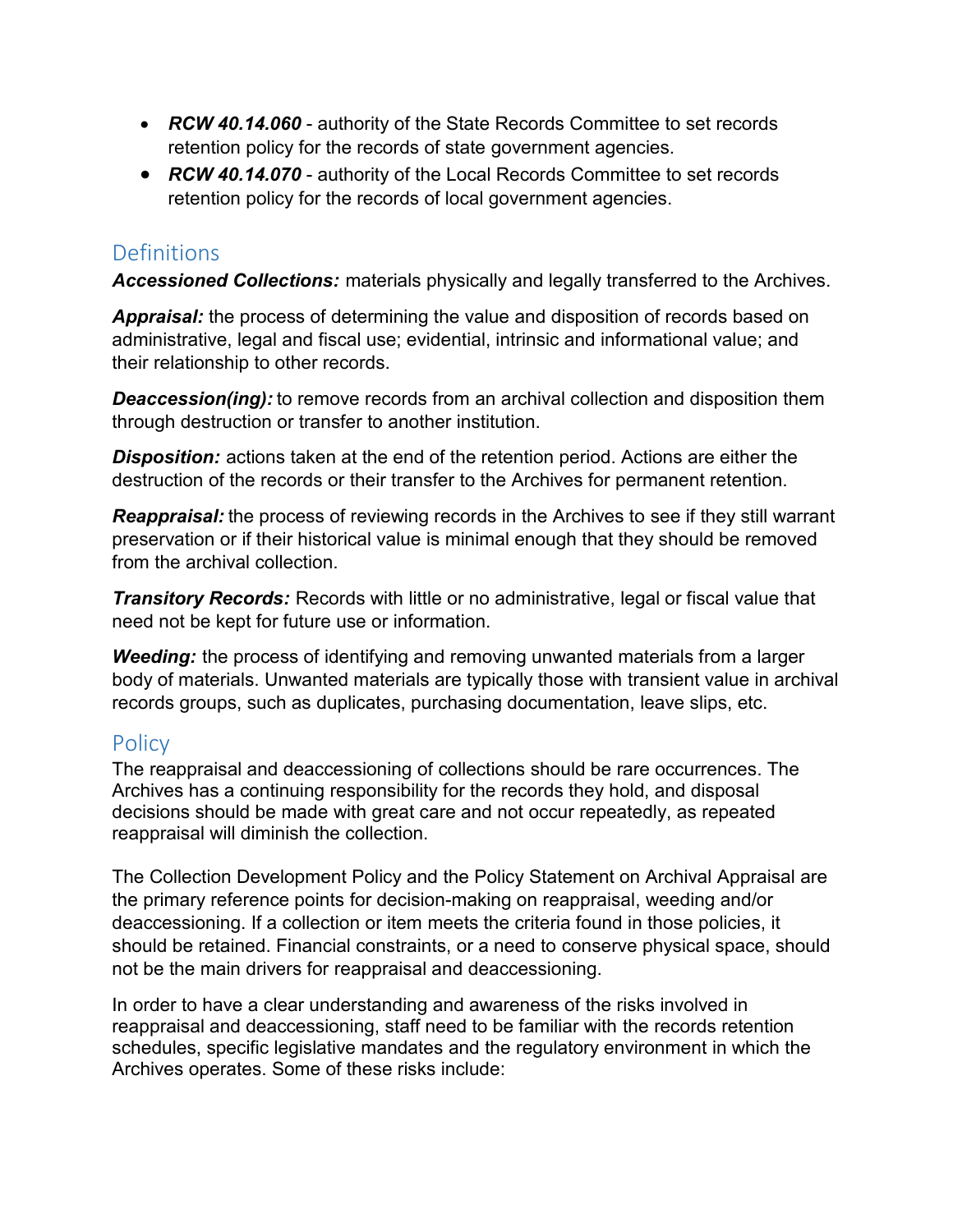- ***RCW 40.14.060*** - authority of the State Records Committee to set records retention policy for the records of state government agencies.
- ***RCW 40.14.070*** - authority of the Local Records Committee to set records retention policy for the records of local government agencies.

## Definitions

***Accessioned Collections:*** materials physically and legally transferred to the Archives.

***Appraisal:*** the process of determining the value and disposition of records based on administrative, legal and fiscal use; evidential, intrinsic and informational value; and their relationship to other records.

***Deaccession(ing):*** to remove records from an archival collection and disposition them through destruction or transfer to another institution.

***Disposition:*** actions taken at the end of the retention period. Actions are either the destruction of the records or their transfer to the Archives for permanent retention.

***Reappraisal:*** the process of reviewing records in the Archives to see if they still warrant preservation or if their historical value is minimal enough that they should be removed from the archival collection.

***Transitory Records:*** Records with little or no administrative, legal or fiscal value that need not be kept for future use or information.

***Weeding:*** the process of identifying and removing unwanted materials from a larger body of materials. Unwanted materials are typically those with transient value in archival records groups, such as duplicates, purchasing documentation, leave slips, etc.

## Policy

The reappraisal and deaccessioning of collections should be rare occurrences. The Archives has a continuing responsibility for the records they hold, and disposal decisions should be made with great care and not occur repeatedly, as repeated reappraisal will diminish the collection.

The Collection Development Policy and the Policy Statement on Archival Appraisal are the primary reference points for decision-making on reappraisal, weeding and/or deaccessioning. If a collection or item meets the criteria found in those policies, it should be retained. Financial constraints, or a need to conserve physical space, should not be the main drivers for reappraisal and deaccessioning.

In order to have a clear understanding and awareness of the risks involved in reappraisal and deaccessioning, staff need to be familiar with the records retention schedules, specific legislative mandates and the regulatory environment in which the Archives operates. Some of these risks include: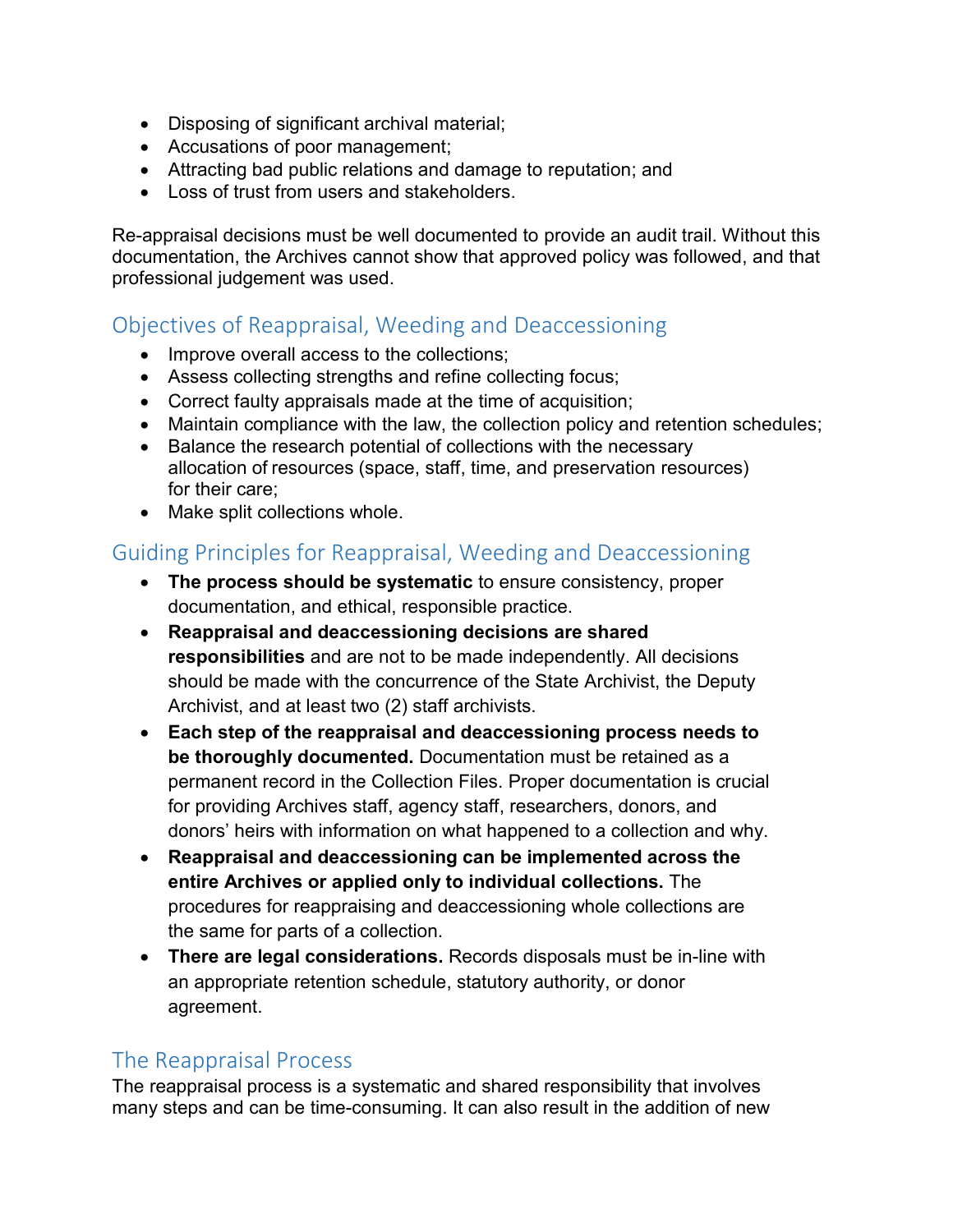- Disposing of significant archival material;
- Accusations of poor management;
- Attracting bad public relations and damage to reputation; and
- Loss of trust from users and stakeholders.

Re-appraisal decisions must be well documented to provide an audit trail. Without this documentation, the Archives cannot show that approved policy was followed, and that professional judgement was used.

## Objectives of Reappraisal, Weeding and Deaccessioning

- Improve overall access to the collections;
- Assess collecting strengths and refine collecting focus;
- Correct faulty appraisals made at the time of acquisition;
- Maintain compliance with the law, the collection policy and retention schedules;
- Balance the research potential of collections with the necessary allocation of resources (space, staff, time, and preservation resources) for their care;
- Make split collections whole.

## Guiding Principles for Reappraisal, Weeding and Deaccessioning

- **The process should be systematic** to ensure consistency, proper documentation, and ethical, responsible practice.
- **Reappraisal and deaccessioning decisions are shared responsibilities** and are not to be made independently. All decisions should be made with the concurrence of the State Archivist, the Deputy Archivist, and at least two (2) staff archivists.
- **Each step of the reappraisal and deaccessioning process needs to be thoroughly documented.** Documentation must be retained as a permanent record in the Collection Files. Proper documentation is crucial for providing Archives staff, agency staff, researchers, donors, and donors' heirs with information on what happened to a collection and why.
- **Reappraisal and deaccessioning can be implemented across the entire Archives or applied only to individual collections.** The procedures for reappraising and deaccessioning whole collections are the same for parts of a collection.
- **There are legal considerations.** Records disposals must be in-line with an appropriate retention schedule, statutory authority, or donor agreement.

## The Reappraisal Process

The reappraisal process is a systematic and shared responsibility that involves many steps and can be time-consuming. It can also result in the addition of new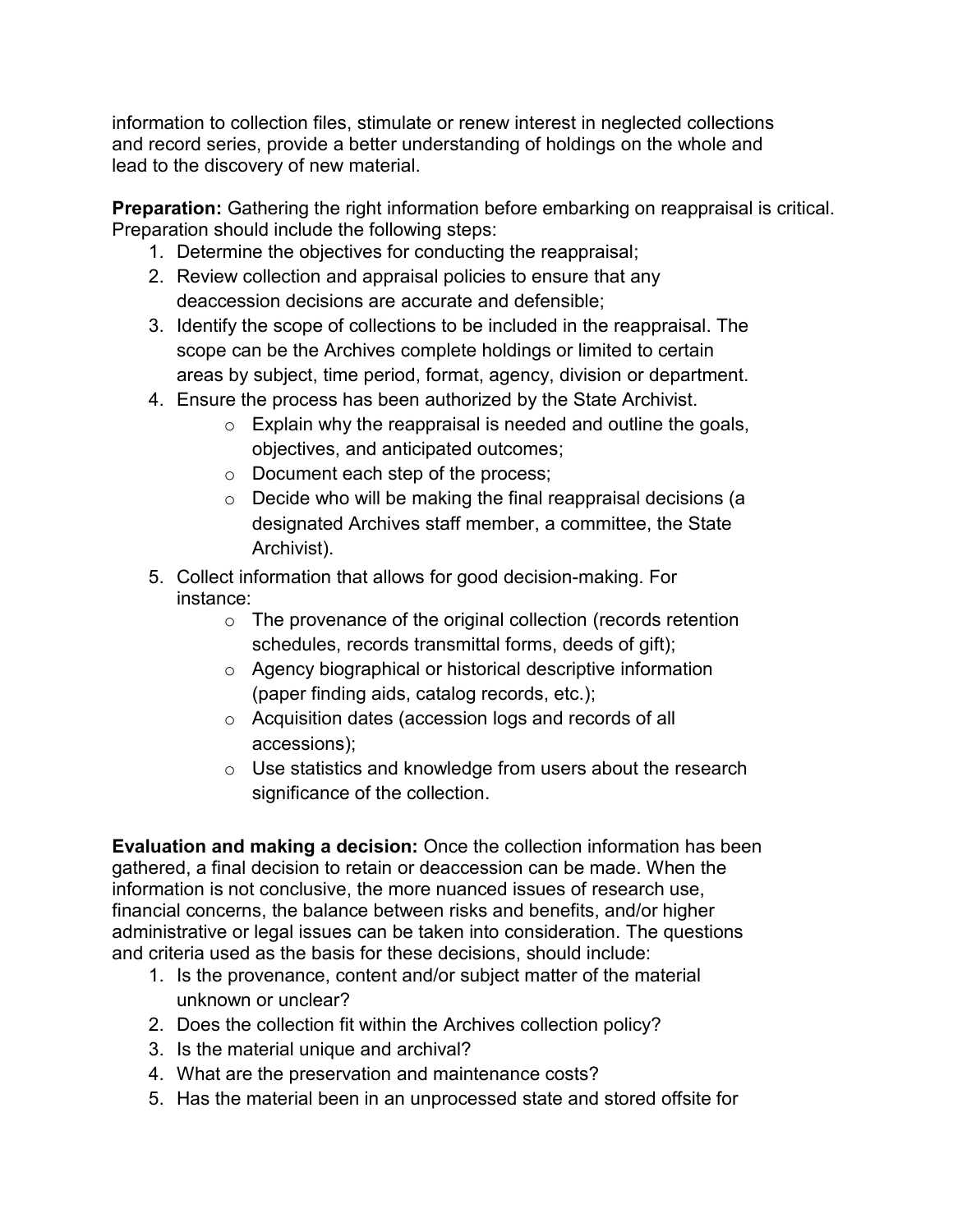information to collection files, stimulate or renew interest in neglected collections and record series, provide a better understanding of holdings on the whole and lead to the discovery of new material.

**Preparation:** Gathering the right information before embarking on reappraisal is critical. Preparation should include the following steps:

1. Determine the objectives for conducting the reappraisal;
2. Review collection and appraisal policies to ensure that any deaccession decisions are accurate and defensible;
3. Identify the scope of collections to be included in the reappraisal. The scope can be the Archives complete holdings or limited to certain areas by subject, time period, format, agency, division or department.
4. Ensure the process has been authorized by the State Archivist.
    - Explain why the reappraisal is needed and outline the goals, objectives, and anticipated outcomes;
    - Document each step of the process;
    - Decide who will be making the final reappraisal decisions (a designated Archives staff member, a committee, the State Archivist).
5. Collect information that allows for good decision-making. For instance:
    - The provenance of the original collection (records retention schedules, records transmittal forms, deeds of gift);
    - Agency biographical or historical descriptive information (paper finding aids, catalog records, etc.);
    - Acquisition dates (accession logs and records of all accessions);
    - Use statistics and knowledge from users about the research significance of the collection.

**Evaluation and making a decision:** Once the collection information has been gathered, a final decision to retain or deaccession can be made. When the information is not conclusive, the more nuanced issues of research use, financial concerns, the balance between risks and benefits, and/or higher administrative or legal issues can be taken into consideration. The questions and criteria used as the basis for these decisions, should include:

1. Is the provenance, content and/or subject matter of the material unknown or unclear?
2. Does the collection fit within the Archives collection policy?
3. Is the material unique and archival?
4. What are the preservation and maintenance costs?
5. Has the material been in an unprocessed state and stored offsite for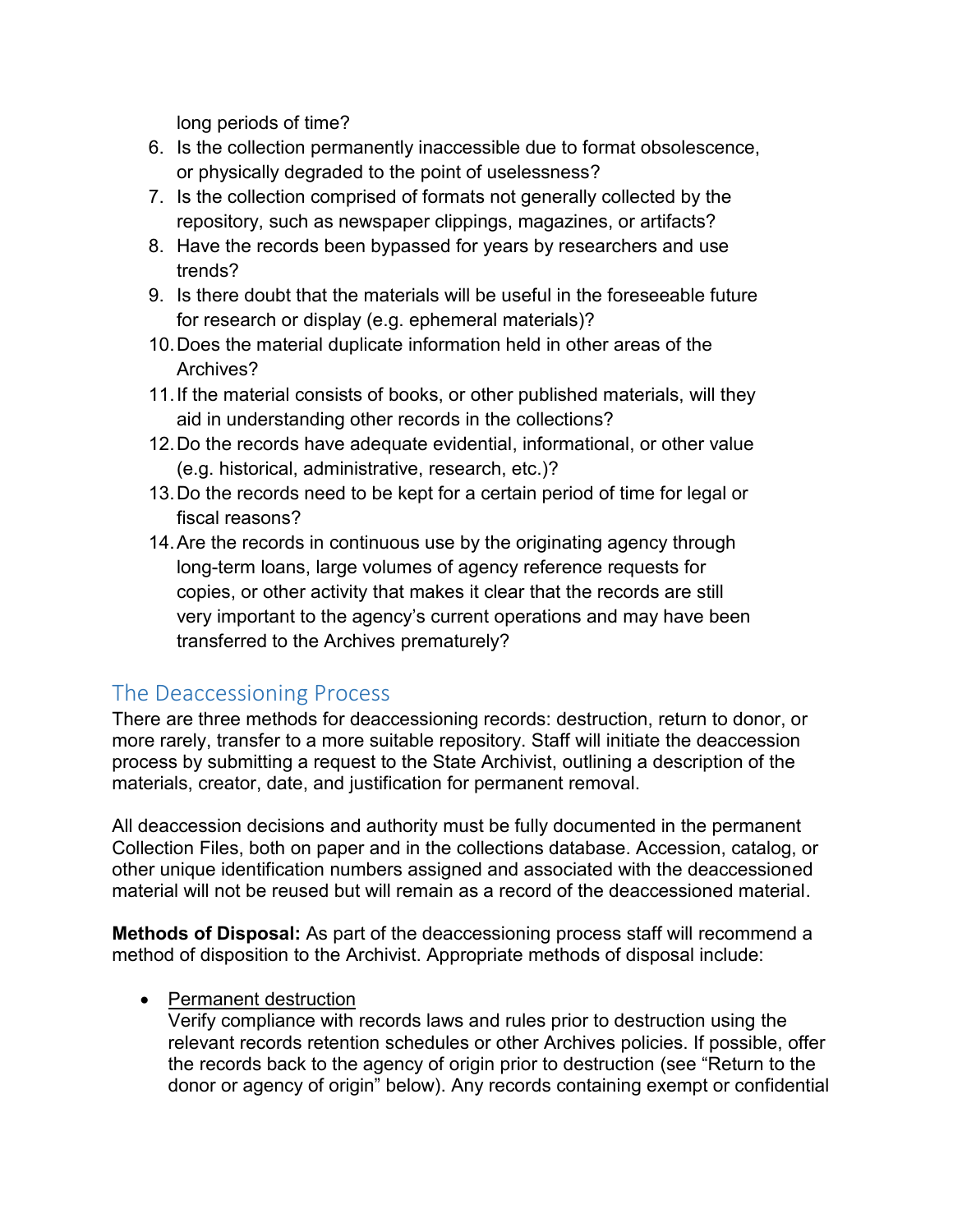long periods of time?

6. Is the collection permanently inaccessible due to format obsolescence, or physically degraded to the point of uselessness?
7. Is the collection comprised of formats not generally collected by the repository, such as newspaper clippings, magazines, or artifacts?
8. Have the records been bypassed for years by researchers and use trends?
9. Is there doubt that the materials will be useful in the foreseeable future for research or display (e.g. ephemeral materials)?
10. Does the material duplicate information held in other areas of the Archives?
11. If the material consists of books, or other published materials, will they aid in understanding other records in the collections?
12. Do the records have adequate evidential, informational, or other value (e.g. historical, administrative, research, etc.)?
13. Do the records need to be kept for a certain period of time for legal or fiscal reasons?
14. Are the records in continuous use by the originating agency through long-term loans, large volumes of agency reference requests for copies, or other activity that makes it clear that the records are still very important to the agency's current operations and may have been transferred to the Archives prematurely?

## The Deaccessioning Process

There are three methods for deaccessioning records: destruction, return to donor, or more rarely, transfer to a more suitable repository. Staff will initiate the deaccession process by submitting a request to the State Archivist, outlining a description of the materials, creator, date, and justification for permanent removal.

All deaccession decisions and authority must be fully documented in the permanent Collection Files, both on paper and in the collections database. Accession, catalog, or other unique identification numbers assigned and associated with the deaccessioned material will not be reused but will remain as a record of the deaccessioned material.

**Methods of Disposal:** As part of the deaccessioning process staff will recommend a method of disposition to the Archivist. Appropriate methods of disposal include:

- Permanent destruction
  Verify compliance with records laws and rules prior to destruction using the relevant records retention schedules or other Archives policies. If possible, offer the records back to the agency of origin prior to destruction (see "Return to the donor or agency of origin" below). Any records containing exempt or confidential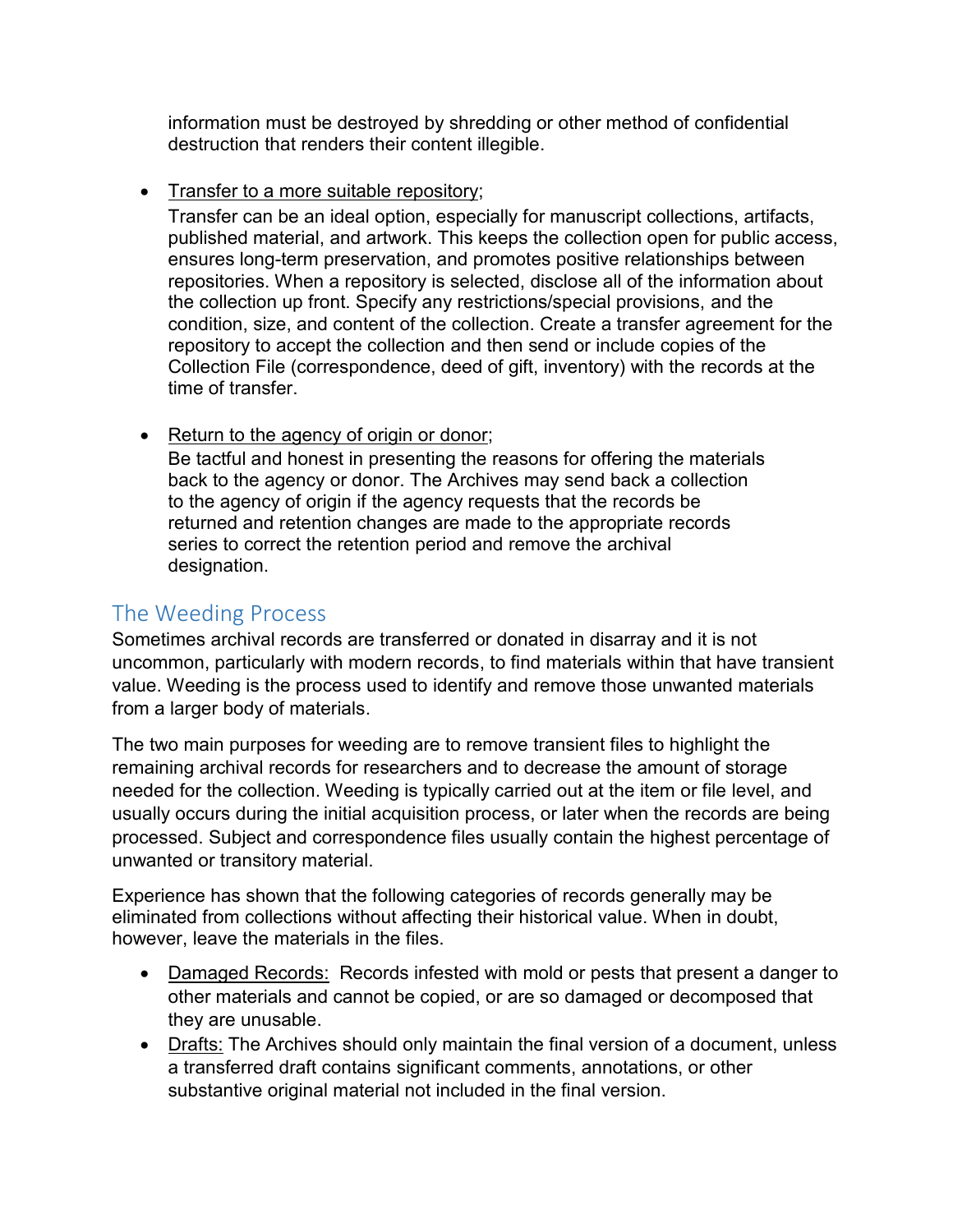information must be destroyed by shredding or other method of confidential destruction that renders their content illegible.

- Transfer to a more suitable repository;

  Transfer can be an ideal option, especially for manuscript collections, artifacts, published material, and artwork. This keeps the collection open for public access, ensures long-term preservation, and promotes positive relationships between repositories. When a repository is selected, disclose all of the information about the collection up front. Specify any restrictions/special provisions, and the condition, size, and content of the collection. Create a transfer agreement for the repository to accept the collection and then send or include copies of the Collection File (correspondence, deed of gift, inventory) with the records at the time of transfer.

- Return to the agency of origin or donor;

  Be tactful and honest in presenting the reasons for offering the materials back to the agency or donor. The Archives may send back a collection to the agency of origin if the agency requests that the records be returned and retention changes are made to the appropriate records series to correct the retention period and remove the archival designation.

## The Weeding Process

Sometimes archival records are transferred or donated in disarray and it is not uncommon, particularly with modern records, to find materials within that have transient value. Weeding is the process used to identify and remove those unwanted materials from a larger body of materials.

The two main purposes for weeding are to remove transient files to highlight the remaining archival records for researchers and to decrease the amount of storage needed for the collection. Weeding is typically carried out at the item or file level, and usually occurs during the initial acquisition process, or later when the records are being processed. Subject and correspondence files usually contain the highest percentage of unwanted or transitory material.

Experience has shown that the following categories of records generally may be eliminated from collections without affecting their historical value. When in doubt, however, leave the materials in the files.

- Damaged Records: Records infested with mold or pests that present a danger to other materials and cannot be copied, or are so damaged or decomposed that they are unusable.
- Drafts: The Archives should only maintain the final version of a document, unless a transferred draft contains significant comments, annotations, or other substantive original material not included in the final version.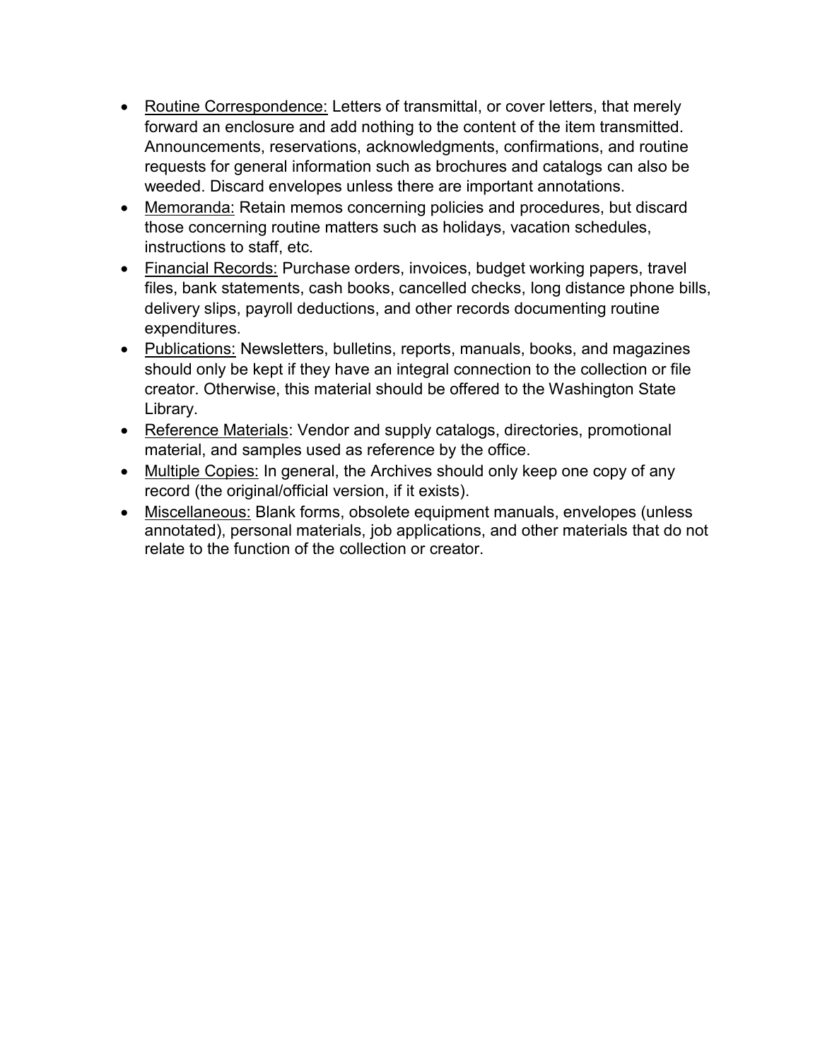- Routine Correspondence: Letters of transmittal, or cover letters, that merely forward an enclosure and add nothing to the content of the item transmitted. Announcements, reservations, acknowledgments, confirmations, and routine requests for general information such as brochures and catalogs can also be weeded. Discard envelopes unless there are important annotations.
- Memoranda: Retain memos concerning policies and procedures, but discard those concerning routine matters such as holidays, vacation schedules, instructions to staff, etc.
- Financial Records: Purchase orders, invoices, budget working papers, travel files, bank statements, cash books, cancelled checks, long distance phone bills, delivery slips, payroll deductions, and other records documenting routine expenditures.
- Publications: Newsletters, bulletins, reports, manuals, books, and magazines should only be kept if they have an integral connection to the collection or file creator. Otherwise, this material should be offered to the Washington State Library.
- Reference Materials: Vendor and supply catalogs, directories, promotional material, and samples used as reference by the office.
- Multiple Copies: In general, the Archives should only keep one copy of any record (the original/official version, if it exists).
- Miscellaneous: Blank forms, obsolete equipment manuals, envelopes (unless annotated), personal materials, job applications, and other materials that do not relate to the function of the collection or creator.